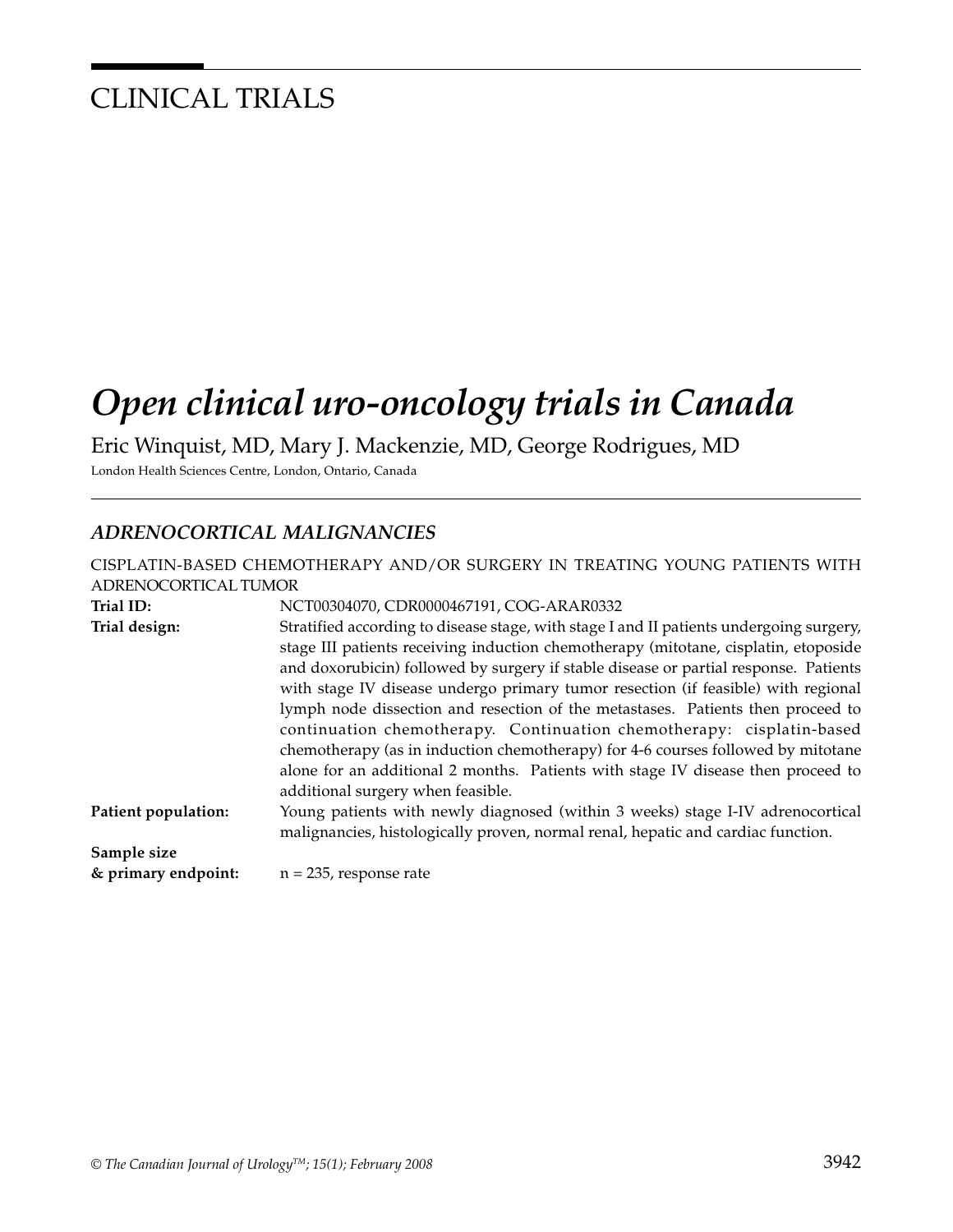# CLINICAL TRIALS

# *Open clinical uro-oncology trials in Canada*

Eric Winquist, MD, Mary J. Mackenzie, MD, George Rodrigues, MD

London Health Sciences Centre, London, Ontario, Canada

## *ADRENOCORTICAL MALIGNANCIES*

CISPLATIN-BASED CHEMOTHERAPY AND/OR SURGERY IN TREATING YOUNG PATIENTS WITH ADRENOCORTICAL TUMOR

**Trial ID:** NCT00304070, CDR0000467191, COG-ARAR0332

**Trial design:** Stratified according to disease stage, with stage I and II patients undergoing surgery, stage III patients receiving induction chemotherapy (mitotane, cisplatin, etoposide and doxorubicin) followed by surgery if stable disease or partial response. Patients with stage IV disease undergo primary tumor resection (if feasible) with regional lymph node dissection and resection of the metastases. Patients then proceed to continuation chemotherapy. Continuation chemotherapy: cisplatin-based chemotherapy (as in induction chemotherapy) for 4-6 courses followed by mitotane alone for an additional 2 months. Patients with stage IV disease then proceed to additional surgery when feasible.

**Patient population:** Young patients with newly diagnosed (within 3 weeks) stage I-IV adrenocortical malignancies, histologically proven, normal renal, hepatic and cardiac function.

**Sample size & primary endpoint:** n = 235, response rate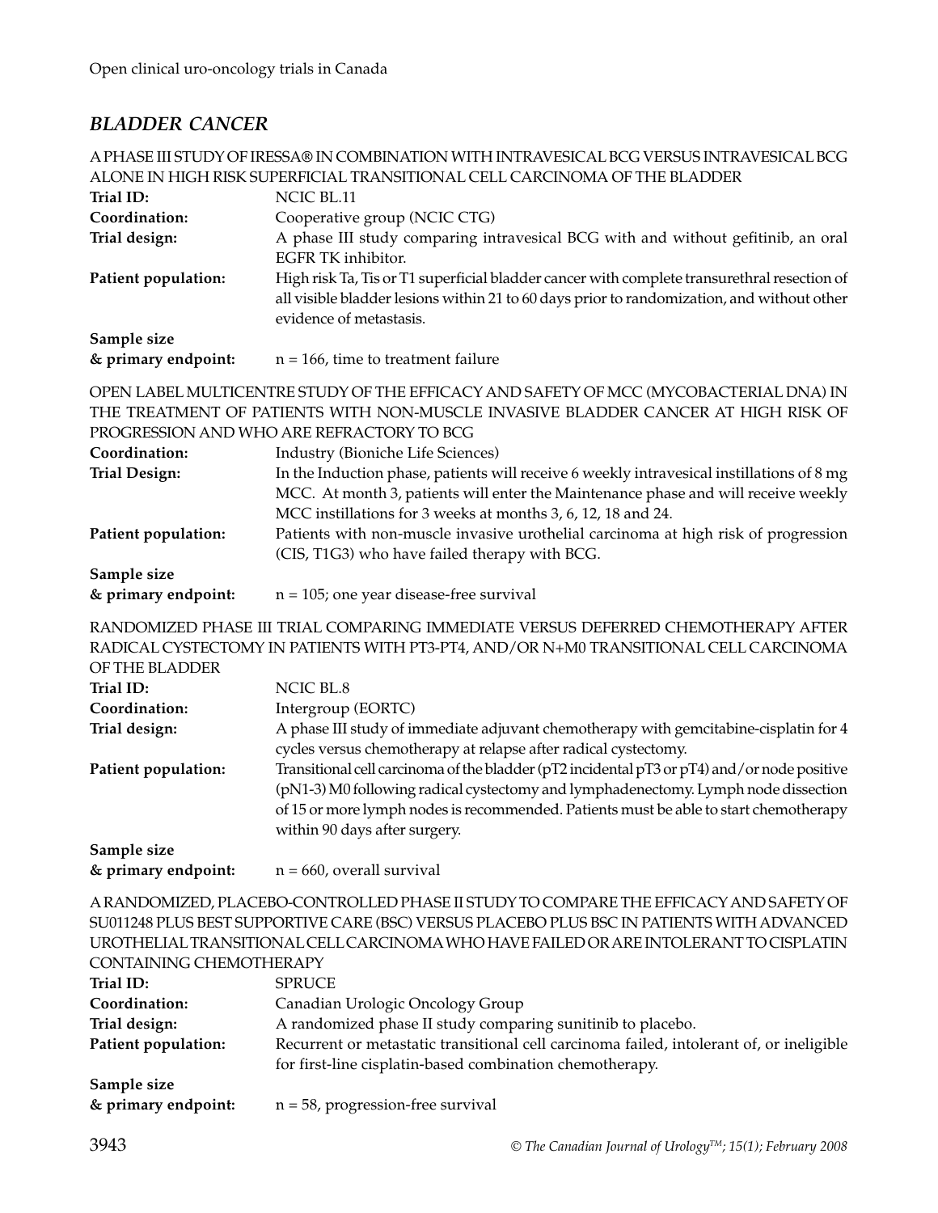## *BLADDER CANCER*

A PHASE III STUDY OF IRESSA® IN COMBINATION WITH INTRAVESICAL BCG VERSUS INTRAVESICAL BCG ALONE IN HIGH RISK SUPERFICIAL TRANSITIONAL CELL CARCINOMA OF THE BLADDER

**Trial ID:** NCIC BL.11

**Coordination:** Cooperative group (NCIC CTG)

**Trial design:** A phase III study comparing intravesical BCG with and without gefitinib, an oral EGFR TK inhibitor.

**Patient population:** High risk Ta, Tis or T1 superficial bladder cancer with complete transurethral resection of all visible bladder lesions within 21 to 60 days prior to randomization, and without other evidence of metastasis.

**Sample size & primary endpoint:** n = 166, time to treatment failure

OPEN LABEL MULTICENTRE STUDY OF THE EFFICACY AND SAFETY OF MCC (MYCOBACTERIAL DNA) IN THE TREATMENT OF PATIENTS WITH NON-MUSCLE INVASIVE BLADDER CANCER AT HIGH RISK OF PROGRESSION AND WHO ARE REFRACTORY TO BCG

**Coordination:** Industry (Bioniche Life Sciences)

**Trial Design:** In the Induction phase, patients will receive 6 weekly intravesical instillations of 8 mg MCC. At month 3, patients will enter the Maintenance phase and will receive weekly MCC instillations for 3 weeks at months 3, 6, 12, 18 and 24.

**Patient population:** Patients with non-muscle invasive urothelial carcinoma at high risk of progression (CIS, T1G3) who have failed therapy with BCG.

**Sample size & primary endpoint:** n = 105; one year disease-free survival

RANDOMIZED PHASE III TRIAL COMPARING IMMEDIATE VERSUS DEFERRED CHEMOTHERAPY AFTER RADICAL CYSTECTOMY IN PATIENTS WITH PT3-PT4, AND/OR N+M0 TRANSITIONAL CELL CARCINOMA OF THE BLADDER

**Trial ID:** NCIC BL.8

**Coordination:** Intergroup (EORTC)

**Trial design:** A phase III study of immediate adjuvant chemotherapy with gemcitabine-cisplatin for 4 cycles versus chemotherapy at relapse after radical cystectomy.

**Patient population:** Transitional cell carcinoma of the bladder (pT2 incidental pT3 or pT4) and/or node positive (pN1-3) M0 following radical cystectomy and lymphadenectomy. Lymph node dissection of 15 or more lymph nodes is recommended. Patients must be able to start chemotherapy within 90 days after surgery.

**Sample size & primary endpoint:** n = 660, overall survival

A RANDOMIZED, PLACEBO-CONTROLLED PHASE II STUDY TO COMPARE THE EFFICACY AND SAFETY OF SU011248 PLUS BEST SUPPORTIVE CARE (BSC) VERSUS PLACEBO PLUS BSC IN PATIENTS WITH ADVANCED UROTHELIAL TRANSITIONAL CELL CARCINOMA WHO HAVE FAILED OR ARE INTOLERANT TO CISPLATIN CONTAINING CHEMOTHERAPY

**Trial ID:** SPRUCE

**Coordination:** Canadian Urologic Oncology Group

**Trial design:** A randomized phase II study comparing sunitinib to placebo.

**Patient population:** Recurrent or metastatic transitional cell carcinoma failed, intolerant of, or ineligible for first-line cisplatin-based combination chemotherapy.

**Sample size & primary endpoint:** n = 58, progression-free survival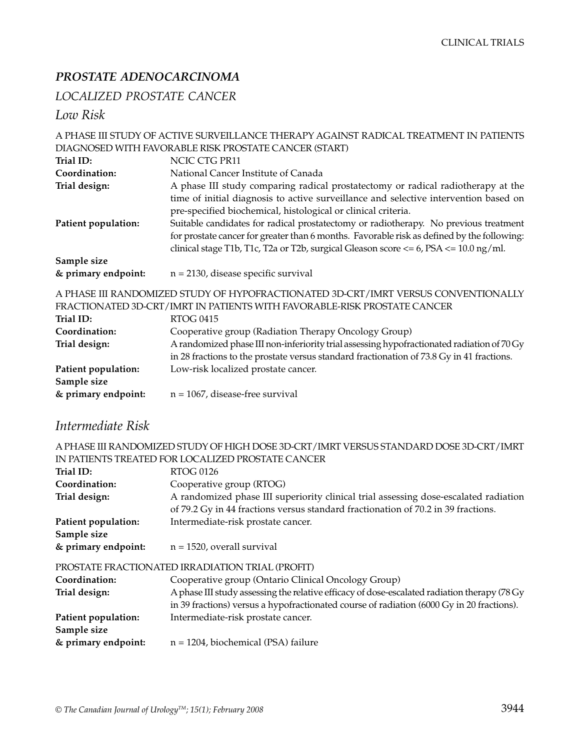## *PROSTATE ADENOCARCINOMA*

### *LOCALIZED PROSTATE CANCER*

### *Low Risk*

A PHASE III STUDY OF ACTIVE SURVEILLANCE THERAPY AGAINST RADICAL TREATMENT IN PATIENTS DIAGNOSED WITH FAVORABLE RISK PROSTATE CANCER (START)

**Trial ID:** NCIC CTG PR11

**Coordination:** National Cancer Institute of Canada

**Trial design:** A phase III study comparing radical prostatectomy or radical radiotherapy at the time of initial diagnosis to active surveillance and selective intervention based on pre-specified biochemical, histological or clinical criteria.

**Patient population:** Suitable candidates for radical prostatectomy or radiotherapy. No previous treatment for prostate cancer for greater than 6 months. Favorable risk as defined by the following: clinical stage T1b, T1c, T2a or T2b, surgical Gleason score <= 6, PSA <= 10.0 ng/ml.

**Sample size & primary endpoint:** n = 2130, disease specific survival

A PHASE III RANDOMIZED STUDY OF HYPOFRACTIONATED 3D-CRT/IMRT VERSUS CONVENTIONALLY FRACTIONATED 3D-CRT/IMRT IN PATIENTS WITH FAVORABLE-RISK PROSTATE CANCER

**Trial ID:** RTOG 0415

**Coordination:** Cooperative group (Radiation Therapy Oncology Group)

**Trial design:** A randomized phase III non-inferiority trial assessing hypofractionated radiation of 70 Gy in 28 fractions to the prostate versus standard fractionation of 73.8 Gy in 41 fractions.

**Patient population:** Low-risk localized prostate cancer.

**Sample size & primary endpoint:** n = 1067, disease-free survival

### *Intermediate Risk*

A PHASE III RANDOMIZED STUDY OF HIGH DOSE 3D-CRT/IMRT VERSUS STANDARD DOSE 3D-CRT/IMRT IN PATIENTS TREATED FOR LOCALIZED PROSTATE CANCER

**Trial ID:** RTOG 0126

**Coordination:** Cooperative group (RTOG)

**Trial design:** A randomized phase III superiority clinical trial assessing dose-escalated radiation of 79.2 Gy in 44 fractions versus standard fractionation of 70.2 in 39 fractions.

**Patient population:** Intermediate-risk prostate cancer.

**Sample size & primary endpoint:** n = 1520, overall survival

PROSTATE FRACTIONATED IRRADIATION TRIAL (PROFIT)

**Coordination:** Cooperative group (Ontario Clinical Oncology Group)

**Trial design:** A phase III study assessing the relative efficacy of dose-escalated radiation therapy (78 Gy in 39 fractions) versus a hypofractionated course of radiation (6000 Gy in 20 fractions).

**Patient population:** Intermediate-risk prostate cancer.

**Sample size & primary endpoint:** n = 1204, biochemical (PSA) failure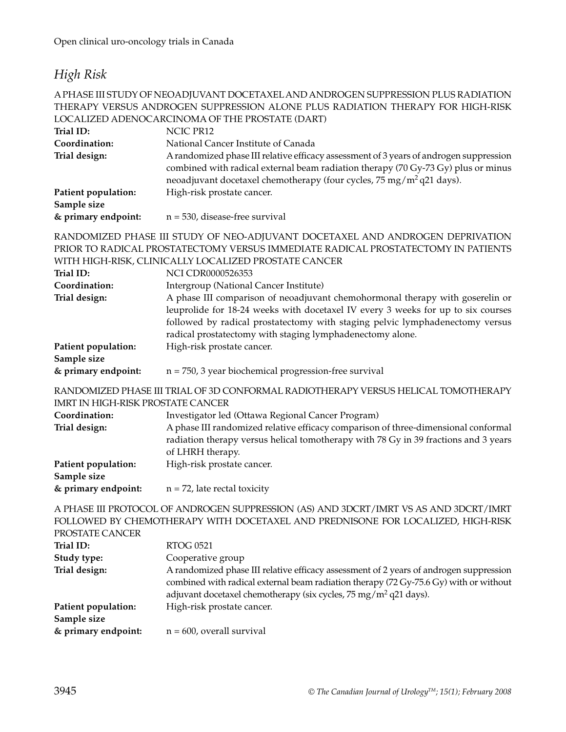## High Risk

A PHASE III STUDY OF NEOADJUVANT DOCETAXEL AND ANDROGEN SUPPRESSION PLUS RADIATION THERAPY VERSUS ANDROGEN SUPPRESSION ALONE PLUS RADIATION THERAPY FOR HIGH-RISK LOCALIZED ADENOCARCINOMA OF THE PROSTATE (DART)

**Trial ID:** NCIC PR12

**Coordination:** National Cancer Institute of Canada

**Trial design:** A randomized phase III relative efficacy assessment of 3 years of androgen suppression combined with radical external beam radiation therapy (70 Gy-73 Gy) plus or minus neoadjuvant docetaxel chemotherapy (four cycles, 75 $mg/m^2$ q21 days).

**Patient population:** High-risk prostate cancer.

**Sample size & primary endpoint:** n = 530, disease-free survival

RANDOMIZED PHASE III STUDY OF NEO-ADJUVANT DOCETAXEL AND ANDROGEN DEPRIVATION PRIOR TO RADICAL PROSTATECTOMY VERSUS IMMEDIATE RADICAL PROSTATECTOMY IN PATIENTS WITH HIGH-RISK, CLINICALLY LOCALIZED PROSTATE CANCER

**Trial ID:** NCI CDR0000526353

**Coordination:** Intergroup (National Cancer Institute)

**Trial design:** A phase III comparison of neoadjuvant chemohormonal therapy with goserelin or leuprolide for 18-24 weeks with docetaxel IV every 3 weeks for up to six courses followed by radical prostatectomy with staging pelvic lymphadenectomy versus radical prostatectomy with staging lymphadenectomy alone.

**Patient population:** High-risk prostate cancer.

**Sample size & primary endpoint:** n = 750, 3 year biochemical progression-free survival

RANDOMIZED PHASE III TRIAL OF 3D CONFORMAL RADIOTHERAPY VERSUS HELICAL TOMOTHERAPY IMRT IN HIGH-RISK PROSTATE CANCER

**Coordination:** Investigator led (Ottawa Regional Cancer Program)

**Trial design:** A phase III randomized relative efficacy comparison of three-dimensional conformal radiation therapy versus helical tomotherapy with 78 Gy in 39 fractions and 3 years of LHRH therapy.

**Patient population:** High-risk prostate cancer.

**Sample size & primary endpoint:** n = 72, late rectal toxicity

A PHASE III PROTOCOL OF ANDROGEN SUPPRESSION (AS) AND 3DCRT/IMRT VS AS AND 3DCRT/IMRT FOLLOWED BY CHEMOTHERAPY WITH DOCETAXEL AND PREDNISONE FOR LOCALIZED, HIGH-RISK PROSTATE CANCER

**Trial ID:** RTOG 0521

**Study type:** Cooperative group

**Trial design:** A randomized phase III relative efficacy assessment of 2 years of androgen suppression combined with radical external beam radiation therapy (72 Gy-75.6 Gy) with or without adjuvant docetaxel chemotherapy (six cycles, 75 $mg/m^2$ q21 days).

**Patient population:** High-risk prostate cancer.

**Sample size & primary endpoint:** n = 600, overall survival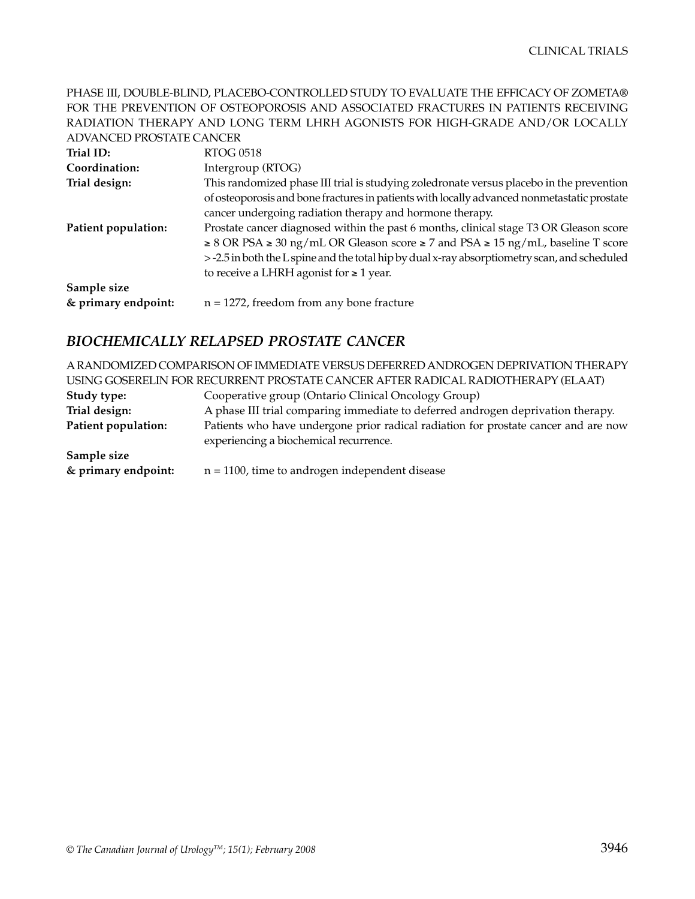PHASE III, DOUBLE-BLIND, PLACEBO-CONTROLLED STUDY TO EVALUATE THE EFFICACY OF ZOMETA® FOR THE PREVENTION OF OSTEOPOROSIS AND ASSOCIATED FRACTURES IN PATIENTS RECEIVING RADIATION THERAPY AND LONG TERM LHRH AGONISTS FOR HIGH-GRADE AND/OR LOCALLY ADVANCED PROSTATE CANCER

**Trial ID:** RTOG 0518

**Coordination:** Intergroup (RTOG)

**Trial design:** This randomized phase III trial is studying zoledronate versus placebo in the prevention of osteoporosis and bone fractures in patients with locally advanced nonmetastatic prostate cancer undergoing radiation therapy and hormone therapy.

**Patient population:** Prostate cancer diagnosed within the past 6 months, clinical stage T3 OR Gleason score ≥ 8 OR PSA ≥ 30 ng/mL OR Gleason score ≥ 7 and PSA ≥ 15 ng/mL, baseline T score > -2.5 in both the L spine and the total hip by dual x-ray absorptiometry scan, and scheduled to receive a LHRH agonist for ≥ 1 year.

**Sample size & primary endpoint:** n = 1272, freedom from any bone fracture

## *BIOCHEMICALLY RELAPSED PROSTATE CANCER*

A RANDOMIZED COMPARISON OF IMMEDIATE VERSUS DEFERRED ANDROGEN DEPRIVATION THERAPY USING GOSERELIN FOR RECURRENT PROSTATE CANCER AFTER RADICAL RADIOTHERAPY (ELAAT)

**Study type:** Cooperative group (Ontario Clinical Oncology Group)

**Trial design:** A phase III trial comparing immediate to deferred androgen deprivation therapy.

**Patient population:** Patients who have undergone prior radical radiation for prostate cancer and are now experiencing a biochemical recurrence.

**Sample size & primary endpoint:** n = 1100, time to androgen independent disease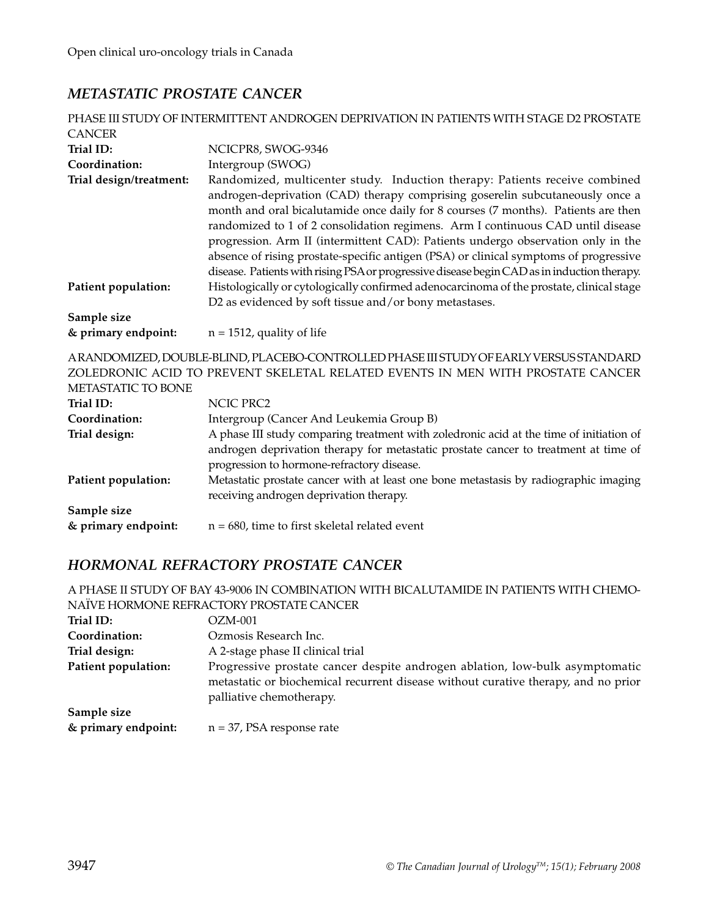## *METASTATIC PROSTATE CANCER*

PHASE III STUDY OF INTERMITTENT ANDROGEN DEPRIVATION IN PATIENTS WITH STAGE D2 PROSTATE CANCER

**Trial ID:** NCICPR8, SWOG-9346

**Coordination:** Intergroup (SWOG)

**Trial design/treatment:** Randomized, multicenter study. Induction therapy: Patients receive combined androgen-deprivation (CAD) therapy comprising goserelin subcutaneously once a month and oral bicalutamide once daily for 8 courses (7 months). Patients are then randomized to 1 of 2 consolidation regimens. Arm I continuous CAD until disease progression. Arm II (intermittent CAD): Patients undergo observation only in the absence of rising prostate-specific antigen (PSA) or clinical symptoms of progressive disease. Patients with rising PSA or progressive disease begin CAD as in induction therapy.

**Patient population:** Histologically or cytologically confirmed adenocarcinoma of the prostate, clinical stage D2 as evidenced by soft tissue and/or bony metastases.

**Sample size & primary endpoint:** n = 1512, quality of life

A RANDOMIZED, DOUBLE-BLIND, PLACEBO-CONTROLLED PHASE III STUDY OF EARLY VERSUS STANDARD ZOLEDRONIC ACID TO PREVENT SKELETAL RELATED EVENTS IN MEN WITH PROSTATE CANCER METASTATIC TO BONE

**Trial ID:** NCIC PRC2

**Coordination:** Intergroup (Cancer And Leukemia Group B)

**Trial design:** A phase III study comparing treatment with zoledronic acid at the time of initiation of androgen deprivation therapy for metastatic prostate cancer to treatment at time of progression to hormone-refractory disease.

**Patient population:** Metastatic prostate cancer with at least one bone metastasis by radiographic imaging receiving androgen deprivation therapy.

**Sample size & primary endpoint:** n = 680, time to first skeletal related event

## *HORMONAL REFRACTORY PROSTATE CANCER*

A PHASE II STUDY OF BAY 43-9006 IN COMBINATION WITH BICALUTAMIDE IN PATIENTS WITH CHEMO-NAÏVE HORMONE REFRACTORY PROSTATE CANCER

**Trial ID:** OZM-001

**Coordination:** Ozmosis Research Inc.

**Trial design:** A 2-stage phase II clinical trial

**Patient population:** Progressive prostate cancer despite androgen ablation, low-bulk asymptomatic metastatic or biochemical recurrent disease without curative therapy, and no prior palliative chemotherapy.

**Sample size & primary endpoint:** n = 37, PSA response rate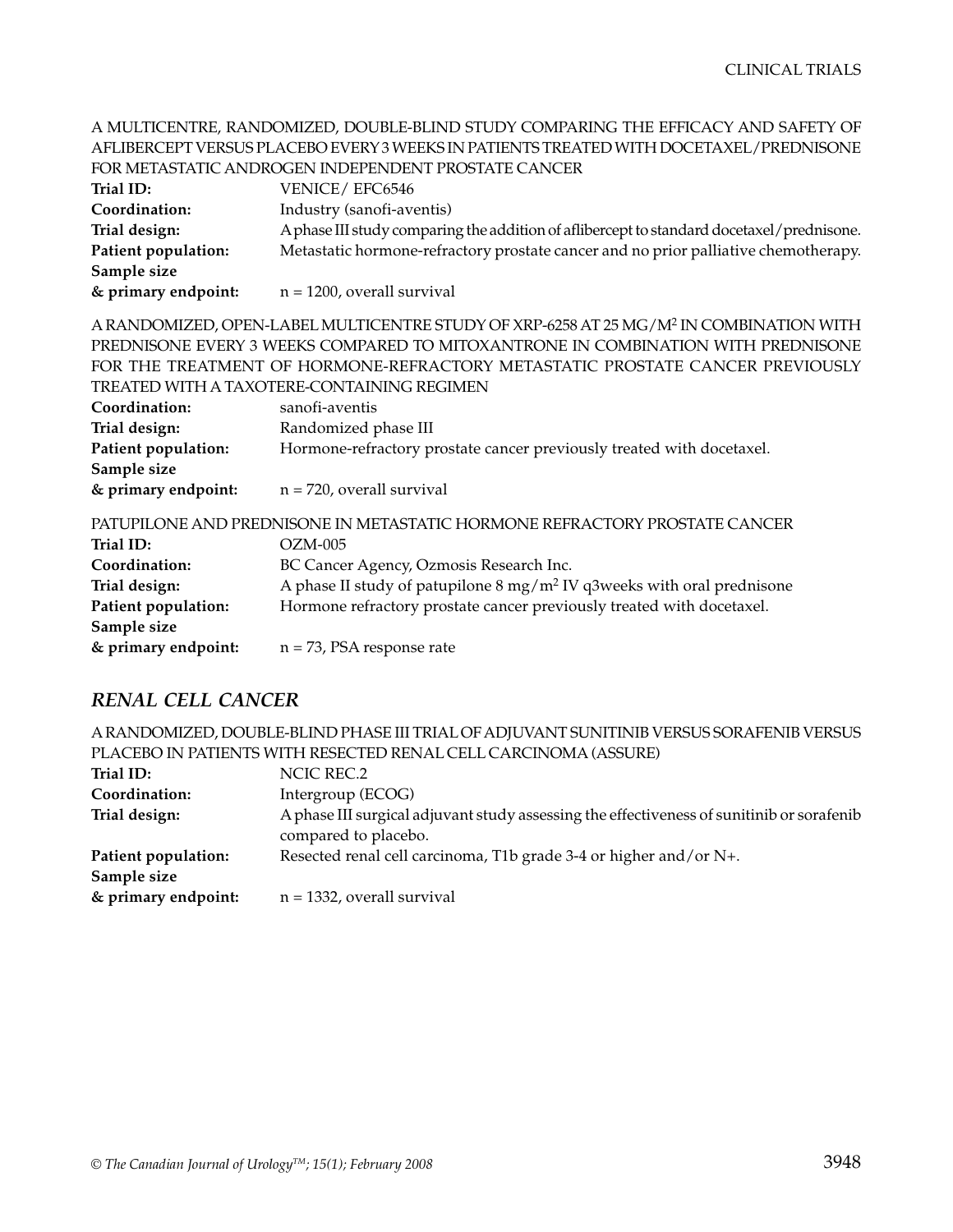A MULTICENTRE, RANDOMIZED, DOUBLE-BLIND STUDY COMPARING THE EFFICACY AND SAFETY OF AFLIBERCEPT VERSUS PLACEBO EVERY 3 WEEKS IN PATIENTS TREATED WITH DOCETAXEL/PREDNISONE FOR METASTATIC ANDROGEN INDEPENDENT PROSTATE CANCER

**Trial ID:** VENICE/ EFC6546
**Coordination:** Industry (sanofi-aventis)
**Trial design:** A phase III study comparing the addition of aflibercept to standard docetaxel/prednisone.
**Patient population:** Metastatic hormone-refractory prostate cancer and no prior palliative chemotherapy.
**Sample size & primary endpoint:** n = 1200, overall survival

A RANDOMIZED, OPEN-LABEL MULTICENTRE STUDY OF XRP-6258 AT 25 MG/M$^2$ IN COMBINATION WITH PREDNISONE EVERY 3 WEEKS COMPARED TO MITOXANTRONE IN COMBINATION WITH PREDNISONE FOR THE TREATMENT OF HORMONE-REFRACTORY METASTATIC PROSTATE CANCER PREVIOUSLY TREATED WITH A TAXOTERE-CONTAINING REGIMEN

**Coordination:** sanofi-aventis
**Trial design:** Randomized phase III
**Patient population:** Hormone-refractory prostate cancer previously treated with docetaxel.
**Sample size & primary endpoint:** n = 720, overall survival

PATUPILONE AND PREDNISONE IN METASTATIC HORMONE REFRACTORY PROSTATE CANCER

**Trial ID:** OZM-005
**Coordination:** BC Cancer Agency, Ozmosis Research Inc.
**Trial design:** A phase II study of patupilone 8 mg/m$^2$ IV q3weeks with oral prednisone
**Patient population:** Hormone refractory prostate cancer previously treated with docetaxel.
**Sample size & primary endpoint:** n = 73, PSA response rate

## *RENAL CELL CANCER*

A RANDOMIZED, DOUBLE-BLIND PHASE III TRIAL OF ADJUVANT SUNITINIB VERSUS SORAFENIB VERSUS PLACEBO IN PATIENTS WITH RESECTED RENAL CELL CARCINOMA (ASSURE)

**Trial ID:** NCIC REC.2
**Coordination:** Intergroup (ECOG)
**Trial design:** A phase III surgical adjuvant study assessing the effectiveness of sunitinib or sorafenib compared to placebo.
**Patient population:** Resected renal cell carcinoma, T1b grade 3-4 or higher and/or N+.
**Sample size & primary endpoint:** n = 1332, overall survival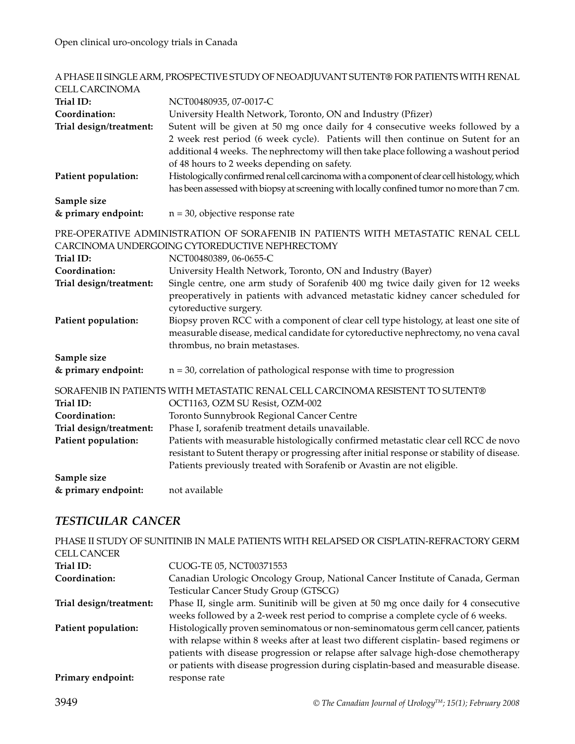A PHASE II SINGLE ARM, PROSPECTIVE STUDY OF NEOADJUVANT SUTENT® FOR PATIENTS WITH RENAL CELL CARCINOMA

| | |
|---|---|
| **Trial ID:** | NCT00480935, 07-0017-C |
| **Coordination:** | University Health Network, Toronto, ON and Industry (Pfizer) |
| **Trial design/treatment:** | Sutent will be given at 50 mg once daily for 4 consecutive weeks followed by a 2 week rest period (6 week cycle). Patients will then continue on Sutent for an additional 4 weeks. The nephrectomy will then take place following a washout period of 48 hours to 2 weeks depending on safety. |
| **Patient population:** | Histologically confirmed renal cell carcinoma with a component of clear cell histology, which has been assessed with biopsy at screening with locally confined tumor no more than 7 cm. |
| **Sample size & primary endpoint:** | n = 30, objective response rate |

PRE-OPERATIVE ADMINISTRATION OF SORAFENIB IN PATIENTS WITH METASTATIC RENAL CELL CARCINOMA UNDERGOING CYTOREDUCTIVE NEPHRECTOMY

| | |
|---|---|
| **Trial ID:** | NCT00480389, 06-0655-C |
| **Coordination:** | University Health Network, Toronto, ON and Industry (Bayer) |
| **Trial design/treatment:** | Single centre, one arm study of Sorafenib 400 mg twice daily given for 12 weeks preoperatively in patients with advanced metastatic kidney cancer scheduled for cytoreductive surgery. |
| **Patient population:** | Biopsy proven RCC with a component of clear cell type histology, at least one site of measurable disease, medical candidate for cytoreductive nephrectomy, no vena caval thrombus, no brain metastases. |
| **Sample size & primary endpoint:** | n = 30, correlation of pathological response with time to progression |

SORAFENIB IN PATIENTS WITH METASTATIC RENAL CELL CARCINOMA RESISTENT TO SUTENT®

| | |
|---|---|
| **Trial ID:** | OCT1163, OZM SU Resist, OZM-002 |
| **Coordination:** | Toronto Sunnybrook Regional Cancer Centre |
| **Trial design/treatment:** | Phase I, sorafenib treatment details unavailable. |
| **Patient population:** | Patients with measurable histologically confirmed metastatic clear cell RCC de novo resistant to Sutent therapy or progressing after initial response or stability of disease. Patients previously treated with Sorafenib or Avastin are not eligible. |
| **Sample size & primary endpoint:** | not available |

## *TESTICULAR CANCER*

PHASE II STUDY OF SUNITINIB IN MALE PATIENTS WITH RELAPSED OR CISPLATIN-REFRACTORY GERM CELL CANCER

| | |
|---|---|
| **Trial ID:** | CUOG-TE 05, NCT00371553 |
| **Coordination:** | Canadian Urologic Oncology Group, National Cancer Institute of Canada, German Testicular Cancer Study Group (GTSCG) |
| **Trial design/treatment:** | Phase II, single arm. Sunitinib will be given at 50 mg once daily for 4 consecutive weeks followed by a 2-week rest period to comprise a complete cycle of 6 weeks. |
| **Patient population:** | Histologically proven seminomatous or non-seminomatous germ cell cancer, patients with relapse within 8 weeks after at least two different cisplatin- based regimens or patients with disease progression or relapse after salvage high-dose chemotherapy or patients with disease progression during cisplatin-based and measurable disease. |
| **Primary endpoint:** | response rate |